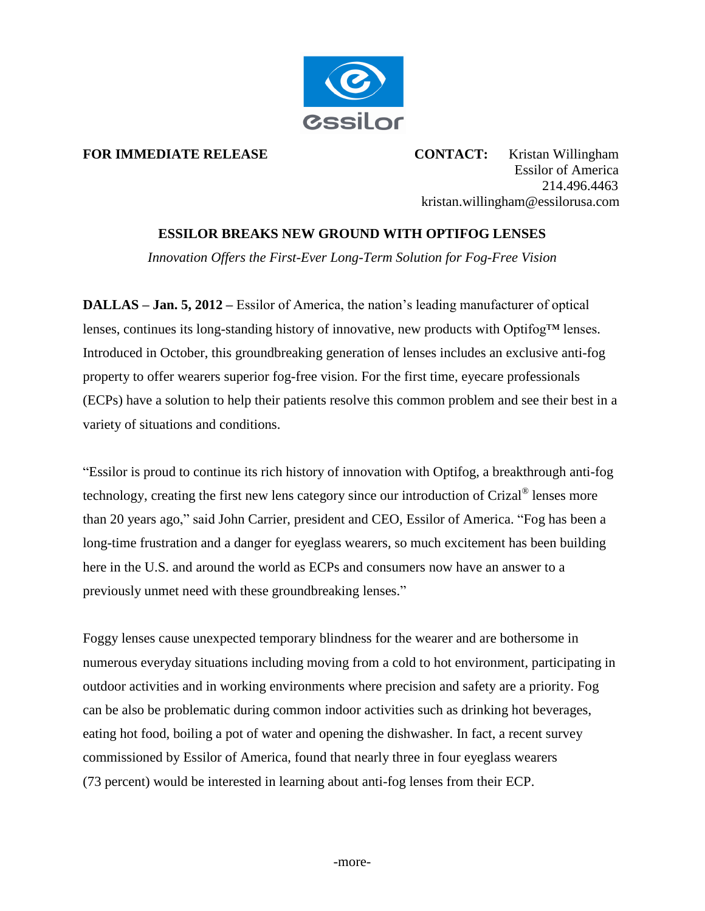**FOR IMMEDIATE RELEASE**

**CONTACT:** Kristan Willingham
Essilor of America
214.496.4463
kristan.willingham@essilorusa.com

# ESSILOR BREAKS NEW GROUND WITH OPTIFOG LENSES

*Innovation Offers the First-Ever Long-Term Solution for Fog-Free Vision*

**DALLAS – Jan. 5, 2012 –** Essilor of America, the nation's leading manufacturer of optical lenses, continues its long-standing history of innovative, new products with Optifog™ lenses. Introduced in October, this groundbreaking generation of lenses includes an exclusive anti-fog property to offer wearers superior fog-free vision. For the first time, eyecare professionals (ECPs) have a solution to help their patients resolve this common problem and see their best in a variety of situations and conditions.

"Essilor is proud to continue its rich history of innovation with Optifog, a breakthrough anti-fog technology, creating the first new lens category since our introduction of Crizal® lenses more than 20 years ago," said John Carrier, president and CEO, Essilor of America. "Fog has been a long-time frustration and a danger for eyeglass wearers, so much excitement has been building here in the U.S. and around the world as ECPs and consumers now have an answer to a previously unmet need with these groundbreaking lenses."

Foggy lenses cause unexpected temporary blindness for the wearer and are bothersome in numerous everyday situations including moving from a cold to hot environment, participating in outdoor activities and in working environments where precision and safety are a priority. Fog can be also be problematic during common indoor activities such as drinking hot beverages, eating hot food, boiling a pot of water and opening the dishwasher. In fact, a recent survey commissioned by Essilor of America, found that nearly three in four eyeglass wearers (73 percent) would be interested in learning about anti-fog lenses from their ECP.

-more-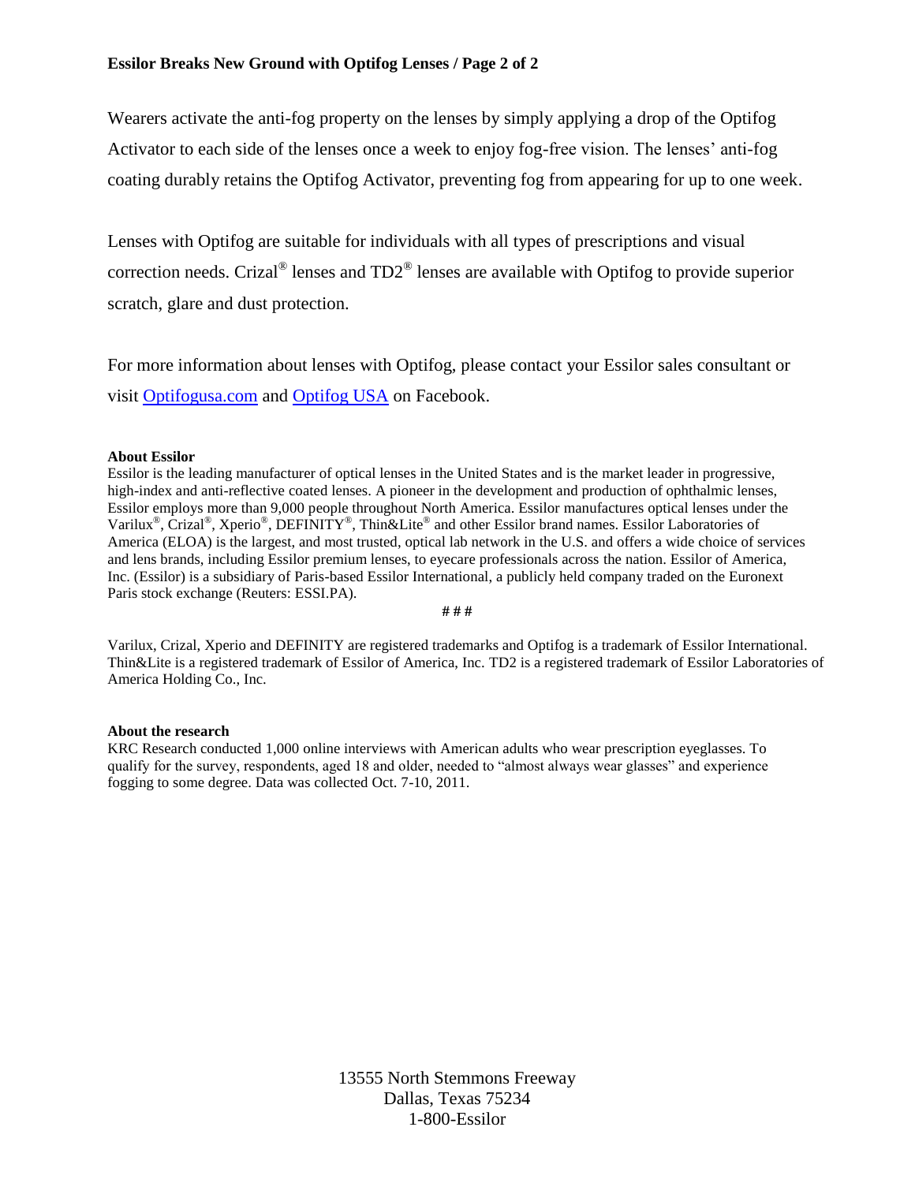Wearers activate the anti-fog property on the lenses by simply applying a drop of the Optifog Activator to each side of the lenses once a week to enjoy fog-free vision. The lenses' anti-fog coating durably retains the Optifog Activator, preventing fog from appearing for up to one week.

Lenses with Optifog are suitable for individuals with all types of prescriptions and visual correction needs. Crizal® lenses and TD2® lenses are available with Optifog to provide superior scratch, glare and dust protection.

For more information about lenses with Optifog, please contact your Essilor sales consultant or visit Optifogusa.com and Optifog USA on Facebook.

**About Essilor**

Essilor is the leading manufacturer of optical lenses in the United States and is the market leader in progressive, high-index and anti-reflective coated lenses. A pioneer in the development and production of ophthalmic lenses, Essilor employs more than 9,000 people throughout North America. Essilor manufactures optical lenses under the Varilux®, Crizal®, Xperio®, DEFINITY®, Thin&Lite® and other Essilor brand names. Essilor Laboratories of America (ELOA) is the largest, and most trusted, optical lab network in the U.S. and offers a wide choice of services and lens brands, including Essilor premium lenses, to eyecare professionals across the nation. Essilor of America, Inc. (Essilor) is a subsidiary of Paris-based Essilor International, a publicly held company traded on the Euronext Paris stock exchange (Reuters: ESSI.PA).

**# # #**

Varilux, Crizal, Xperio and DEFINITY are registered trademarks and Optifog is a trademark of Essilor International. Thin&Lite is a registered trademark of Essilor of America, Inc. TD2 is a registered trademark of Essilor Laboratories of America Holding Co., Inc.

**About the research**

KRC Research conducted 1,000 online interviews with American adults who wear prescription eyeglasses. To qualify for the survey, respondents, aged 18 and older, needed to "almost always wear glasses" and experience fogging to some degree. Data was collected Oct. 7-10, 2011.

13555 North Stemmons Freeway
Dallas, Texas 75234
1-800-Essilor